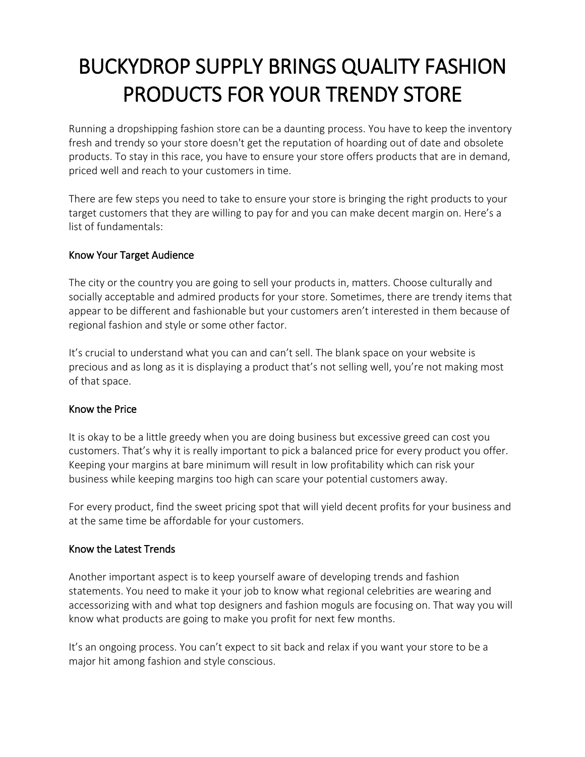# BUCKYDROP SUPPLY BRINGS QUALITY FASHION PRODUCTS FOR YOUR TRENDY STORE

Running a dropshipping fashion store can be a daunting process. You have to keep the inventory fresh and trendy so your store doesn't get the reputation of hoarding out of date and obsolete products. To stay in this race, you have to ensure your store offers products that are in demand, priced well and reach to your customers in time.

There are few steps you need to take to ensure your store is bringing the right products to your target customers that they are willing to pay for and you can make decent margin on. Here's a list of fundamentals:

## Know Your Target Audience

The city or the country you are going to sell your products in, matters. Choose culturally and socially acceptable and admired products for your store. Sometimes, there are trendy items that appear to be different and fashionable but your customers aren't interested in them because of regional fashion and style or some other factor.

It's crucial to understand what you can and can't sell. The blank space on your website is precious and as long as it is displaying a product that's not selling well, you're not making most of that space.

## Know the Price

It is okay to be a little greedy when you are doing business but excessive greed can cost you customers. That's why it is really important to pick a balanced price for every product you offer. Keeping your margins at bare minimum will result in low profitability which can risk your business while keeping margins too high can scare your potential customers away.

For every product, find the sweet pricing spot that will yield decent profits for your business and at the same time be affordable for your customers.

## Know the Latest Trends

Another important aspect is to keep yourself aware of developing trends and fashion statements. You need to make it your job to know what regional celebrities are wearing and accessorizing with and what top designers and fashion moguls are focusing on. That way you will know what products are going to make you profit for next few months.

It's an ongoing process. You can't expect to sit back and relax if you want your store to be a major hit among fashion and style conscious.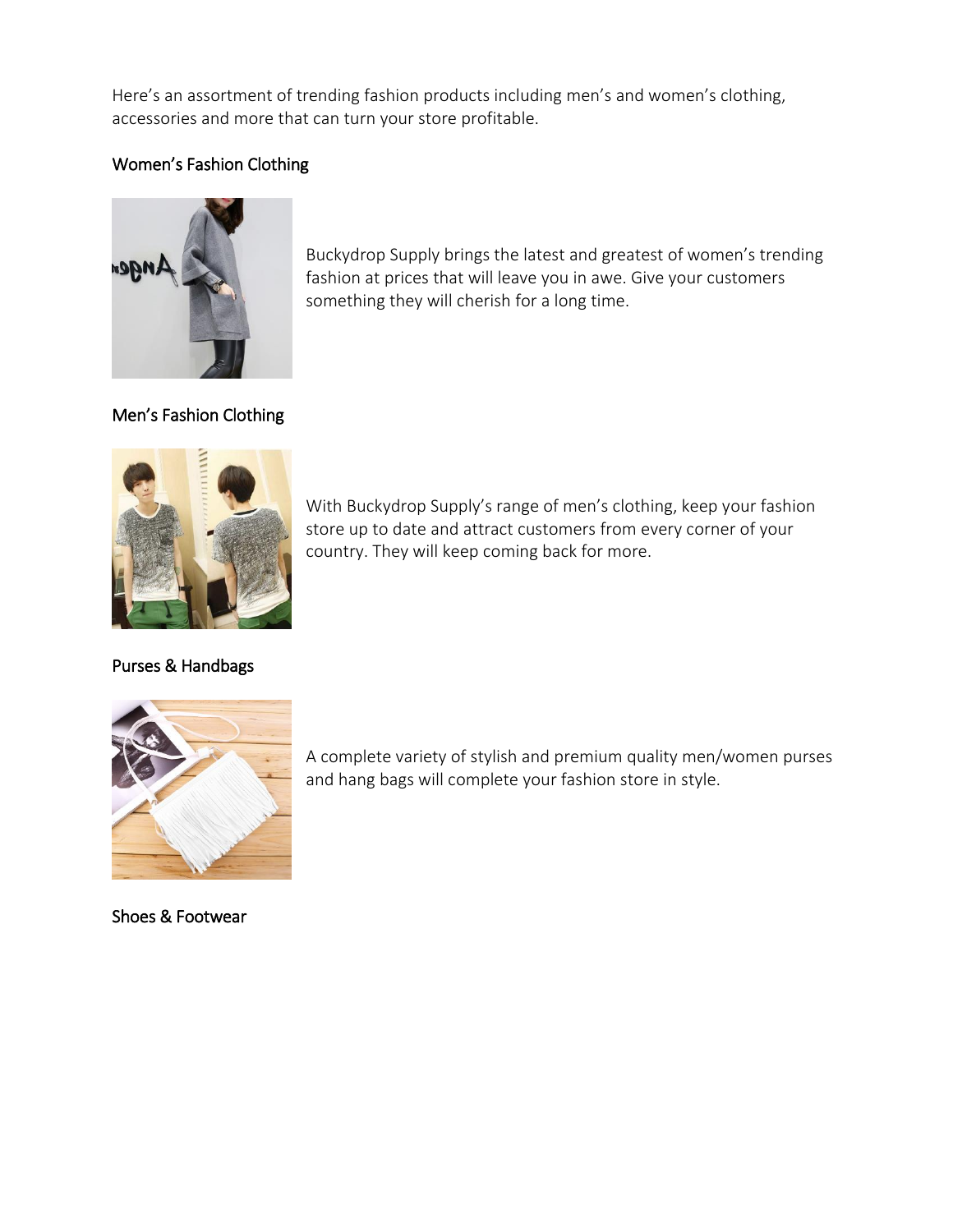Here's an assortment of trending fashion products including men's and women's clothing, accessories and more that can turn your store profitable.

## Women's Fashion Clothing

Buckydrop Supply brings the latest and greatest of women's trending fashion at prices that will leave you in awe. Give your customers something they will cherish for a long time.

## Men's Fashion Clothing

With Buckydrop Supply's range of men's clothing, keep your fashion store up to date and attract customers from every corner of your country. They will keep coming back for more.

## Purses & Handbags

A complete variety of stylish and premium quality men/women purses and hang bags will complete your fashion store in style.

## Shoes & Footwear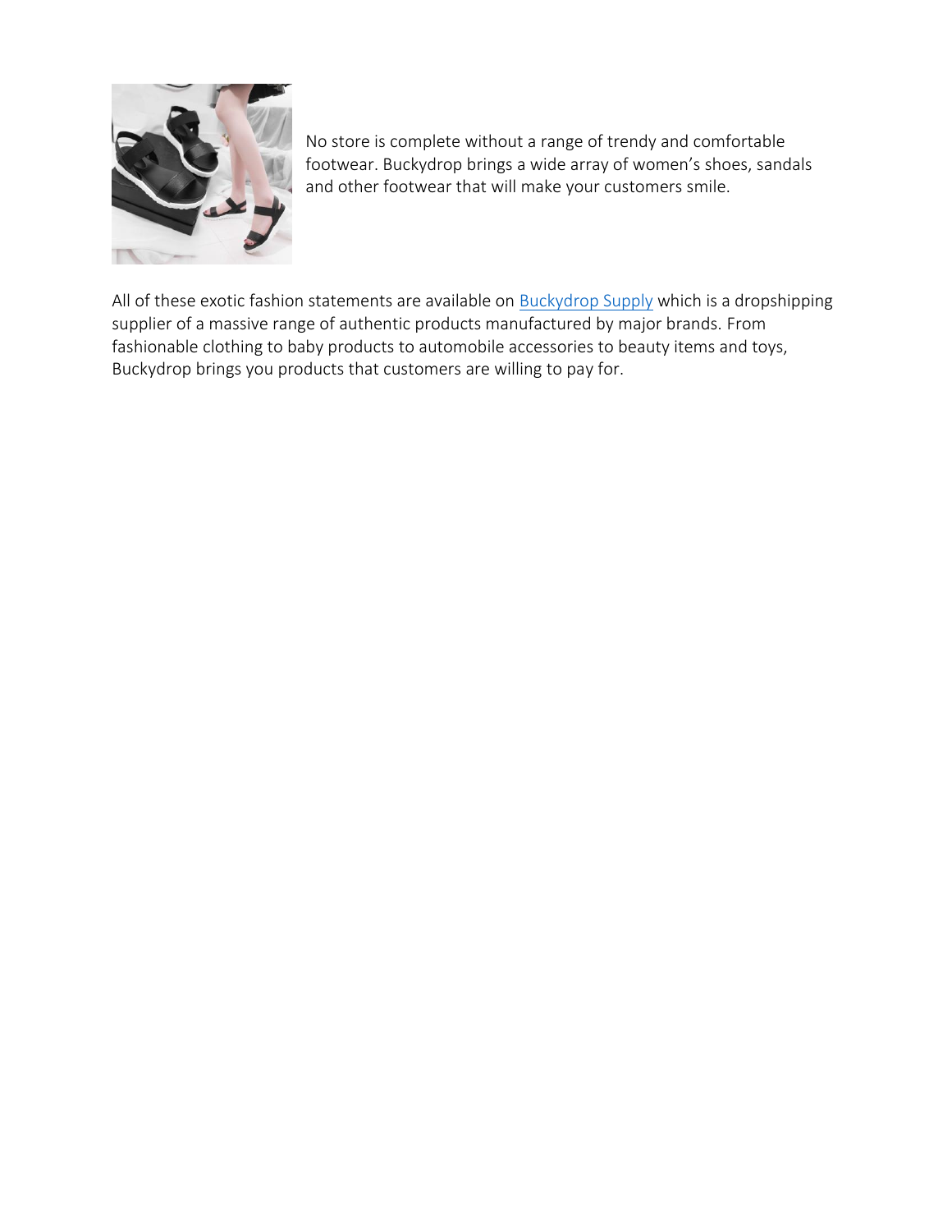No store is complete without a range of trendy and comfortable footwear. Buckydrop brings a wide array of women's shoes, sandals and other footwear that will make your customers smile.

All of these exotic fashion statements are available on [Buckydrop Supply] which is a dropshipping supplier of a massive range of authentic products manufactured by major brands. From fashionable clothing to baby products to automobile accessories to beauty items and toys, Buckydrop brings you products that customers are willing to pay for.